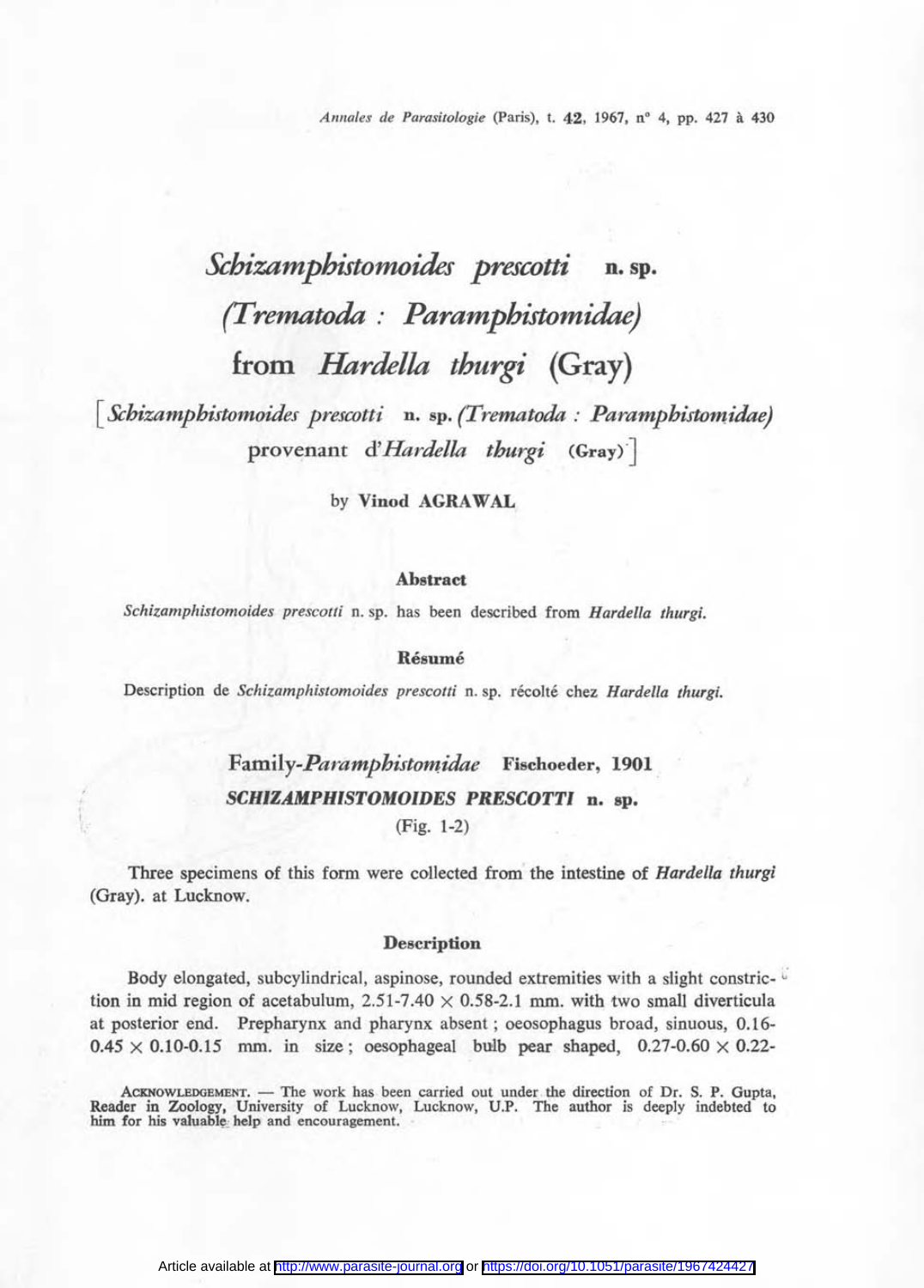# *Schizamphistomoides prescotti* n. sp. (*Trematoda : Paramphistomidae*) from *Hardella thurgi* (Gray)

[*Schizamphistomoides prescotti* n. sp. (*Trematoda : Paramphistomidae*) provenant d'*Hardella thurgi* (Gray)]

by **Vinod AGRAWAL**

### Abstract

*Schizamphistomoides prescotti* n. sp. has been described from *Hardella thurgi*.

### Résumé

Description de *Schizamphistomoides prescotti* n. sp. récolté chez *Hardella thurgi*.

## Family-*Paramphistomidae* Fischoeder, 1901

## *SCHIZAMPHISTOMOIDES PRESCOTTI* n. sp.

(Fig. 1-2)

Three specimens of this form were collected from the intestine of *Hardella thurgi* (Gray). at Lucknow.

### Description

Body elongated, subcylindrical, aspinose, rounded extremities with a slight constriction in mid region of acetabulum, 2.51-7.40 × 0.58-2.1 mm. with two small diverticula at posterior end. Prepharynx and pharynx absent ; oesophagus broad, sinuous, 0.16-0.45 × 0.10-0.15 mm. in size ; oesophageal bulb pear shaped, 0.27-0.60 × 0.22-

ACKNOWLEDGEMENT. — The work has been carried out under the direction of Dr. S. P. Gupta, Reader in Zoology, University of Lucknow, Lucknow, U.P. The author is deeply indebted to him for his valuable help and encouragement.

Article available at http://www.parasite-journal.org or https://doi.org/10.1051/parasite/1967424427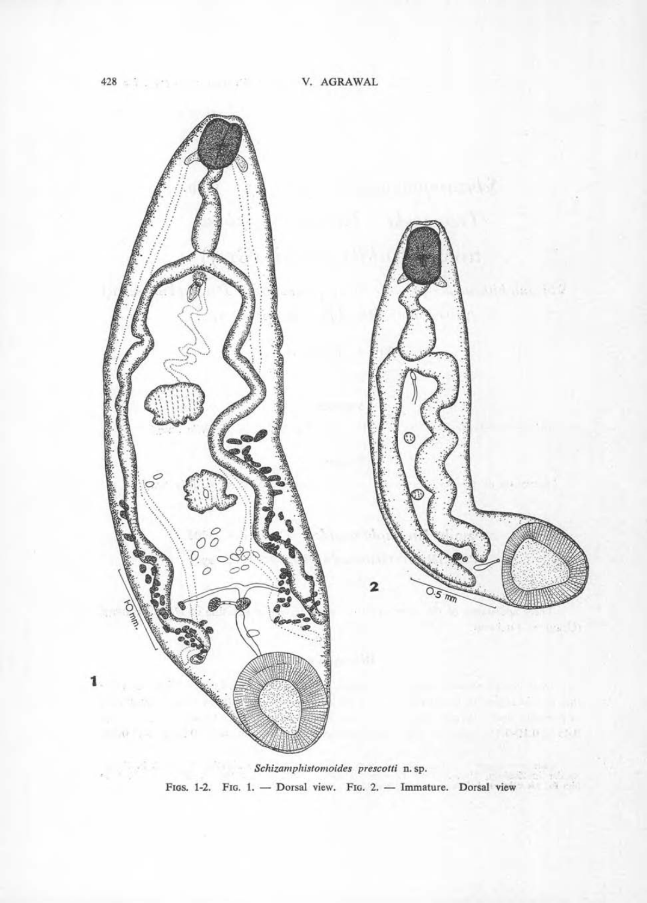*Schizamphistomoides prescotti* n. sp.

FIGS. 1-2. FIG. 1. — Dorsal view. FIG. 2. — Immature. Dorsal view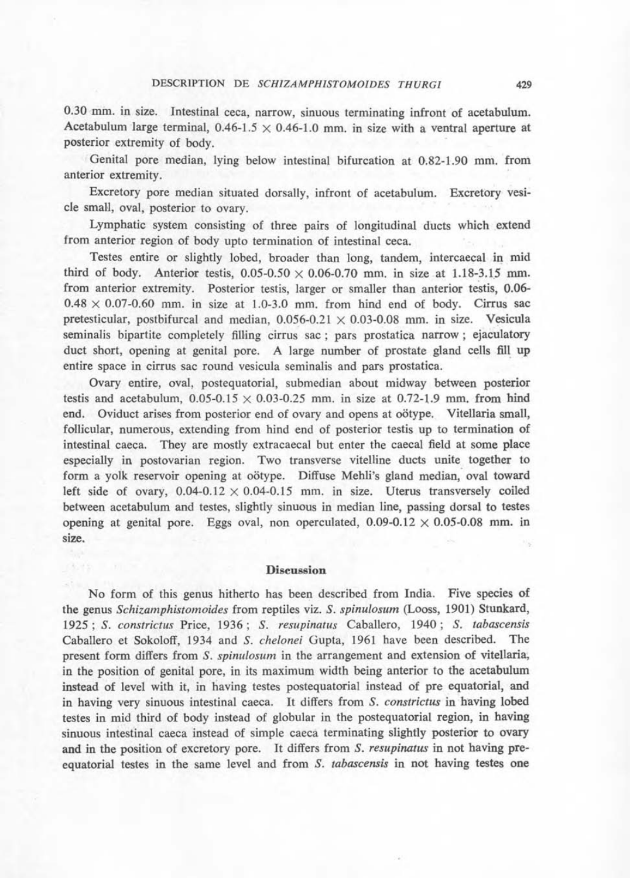0.30 mm. in size. Intestinal ceca, narrow, sinuous terminating infront of acetabulum. Acetabulum large terminal, 0.46-1.5 × 0.46-1.0 mm. in size with a ventral aperture at posterior extremity of body.

Genital pore median, lying below intestinal bifurcation at 0.82-1.90 mm. from anterior extremity.

Excretory pore median situated dorsally, infront of acetabulum. Excretory vesicle small, oval, posterior to ovary.

Lymphatic system consisting of three pairs of longitudinal ducts which extend from anterior region of body upto termination of intestinal ceca.

Testes entire or slightly lobed, broader than long, tandem, intercaecal in mid third of body. Anterior testis, 0.05-0.50 × 0.06-0.70 mm. in size at 1.18-3.15 mm. from anterior extremity. Posterior testis, larger or smaller than anterior testis, 0.06-0.48 × 0.07-0.60 mm. in size at 1.0-3.0 mm. from hind end of body. Cirrus sac pretesticular, postbifurcal and median, 0.056-0.21 × 0.03-0.08 mm. in size. Vesicula seminalis bipartite completely filling cirrus sac ; pars prostatica narrow ; ejaculatory duct short, opening at genital pore. A large number of prostate gland cells fill up entire space in cirrus sac round vesicula seminalis and pars prostatica.

Ovary entire, oval, postequatorial, submedian about midway between posterior testis and acetabulum, 0.05-0.15 × 0.03-0.25 mm. in size at 0.72-1.9 mm. from hind end. Oviduct arises from posterior end of ovary and opens at oötype. Vitellaria small, follicular, numerous, extending from hind end of posterior testis up to termination of intestinal caeca. They are mostly extracaecal but enter the caecal field at some place especially in postovarian region. Two transverse vitelline ducts unite together to form a yolk reservoir opening at oötype. Diffuse Mehli's gland median, oval toward left side of ovary, 0.04-0.12 × 0.04-0.15 mm. in size. Uterus transversely coiled between acetabulum and testes, slightly sinuous in median line, passing dorsal to testes opening at genital pore. Eggs oval, non operculated, 0.09-0.12 × 0.05-0.08 mm. in size.

## Discussion

No form of this genus hitherto has been described from India. Five species of the genus *Schizamphistomoides* from reptiles viz. *S. spinulosum* (Looss, 1901) Stunkard, 1925 ; *S. constrictus* Price, 1936 ; *S. resupinatus* Caballero, 1940 ; *S. tabascensis* Caballero et Sokoloff, 1934 and *S. chelonei* Gupta, 1961 have been described. The present form differs from *S. spinulosum* in the arrangement and extension of vitellaria, in the position of genital pore, in its maximum width being anterior to the acetabulum instead of level with it, in having testes postequatorial instead of pre equatorial, and in having very sinuous intestinal caeca. It differs from *S. constrictus* in having lobed testes in mid third of body instead of globular in the postequatorial region, in having sinuous intestinal caeca instead of simple caeca terminating slightly posterior to ovary and in the position of excretory pore. It differs from *S. resupinatus* in not having pre-equatorial testes in the same level and from *S. tabascensis* in not having testes one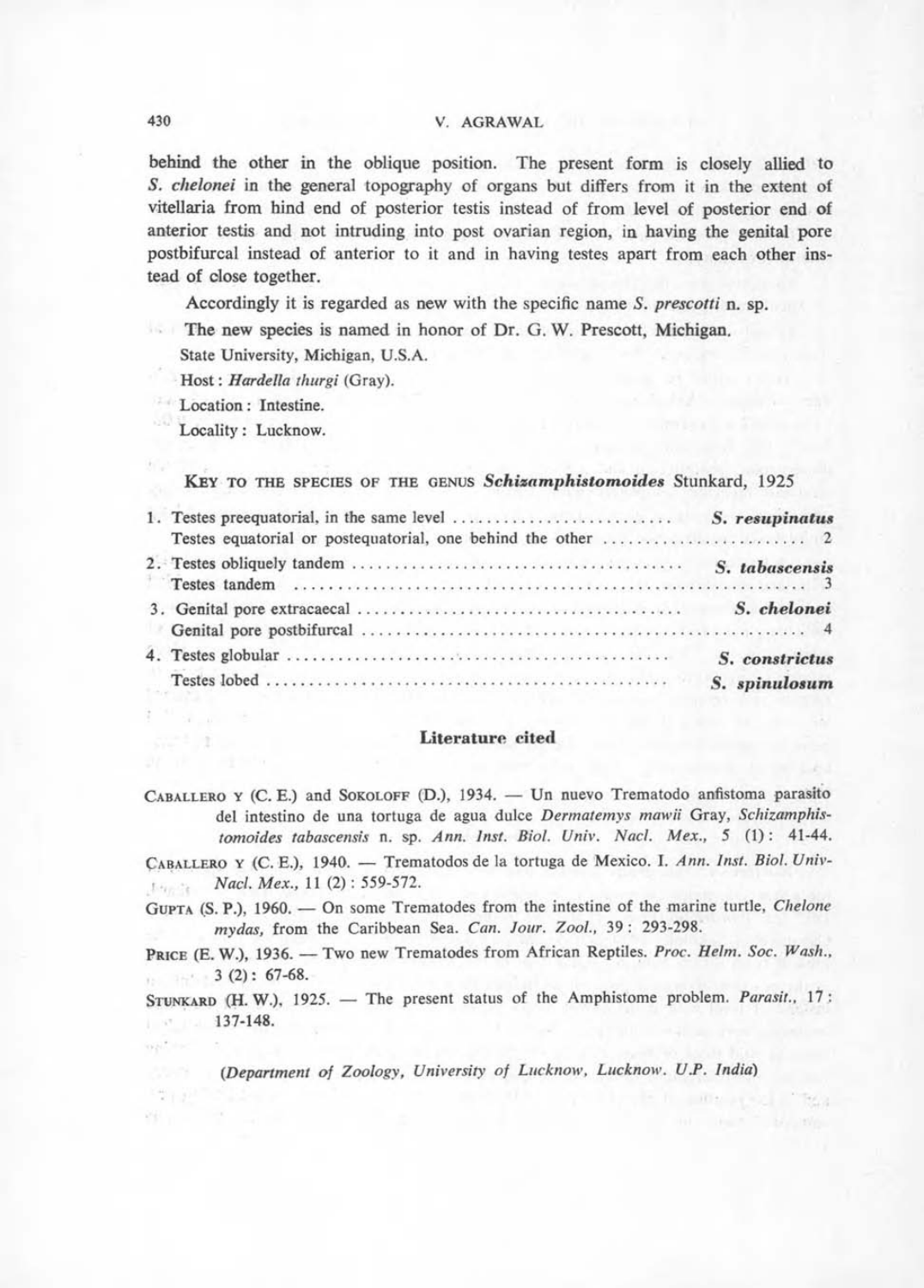behind the other in the oblique position. The present form is closely allied to *S. chelonei* in the general topography of organs but differs from it in the extent of vitellaria from hind end of posterior testis instead of from level of posterior end of anterior testis and not intruding into post ovarian region, in having the genital pore postbifurcal instead of anterior to it and in having testes apart from each other instead of close together.

Accordingly it is regarded as new with the specific name *S. prescotti* n. sp.

The new species is named in honor of Dr. G. W. Prescott, Michigan.

State University, Michigan, U.S.A.

Host : *Hardella thurgi* (Gray).

Location : Intestine.

Locality : Lucknow.

## KEY TO THE SPECIES OF THE GENUS *Schizamphistomoides* Stunkard, 1925

| | | |
|---|---|---|
| 1. | Testes preequatorial, in the same level .......................... | ***S. resupinatus*** |
| | Testes equatorial or postequatorial, one behind the other .......................... | 2 |
| 2. | Testes obliquely tandem .......................... | ***S. tabascensis*** |
| | Testes tandem .......................... | 3 |
| 3. | Genital pore extracaecal .......................... | ***S. chelonei*** |
| | Genital pore postbifurcal .......................... | 4 |
| 4. | Testes globular .......................... | ***S. constrictus*** |
| | Testes lobed .......................... | ***S. spinulosum*** |

## Literature cited

CABALLERO Y (C. E.) and SOKOLOFF (D.), 1934. — Un nuevo Trematodo anfistoma parasito del intestino de una tortuga de agua dulce *Dermatemys mawii* Gray, *Schizamphistomoides tabascensis* n. sp. *Ann. Inst. Biol. Univ. Nacl. Mex.*, 5 (1): 41-44.

CABALLERO Y (C. E.), 1940. — Trematodos de la tortuga de Mexico. I. *Ann. Inst. Biol. Univ. Nacl. Mex.*, 11 (2) : 559-572.

GUPTA (S. P.), 1960. — On some Trematodes from the intestine of the marine turtle, *Chelone mydas*, from the Caribbean Sea. *Can. Jour. Zool.*, 39 : 293-298.

PRICE (E. W.), 1936. — Two new Trematodes from African Reptiles. *Proc. Helm. Soc. Wash.*, 3 (2) : 67-68.

STUNKARD (H. W.), 1925. — The present status of the Amphistome problem. *Parasit.*, 17 : 137-148.

*(Department of Zoology, University of Lucknow, Lucknow. U.P. India)*